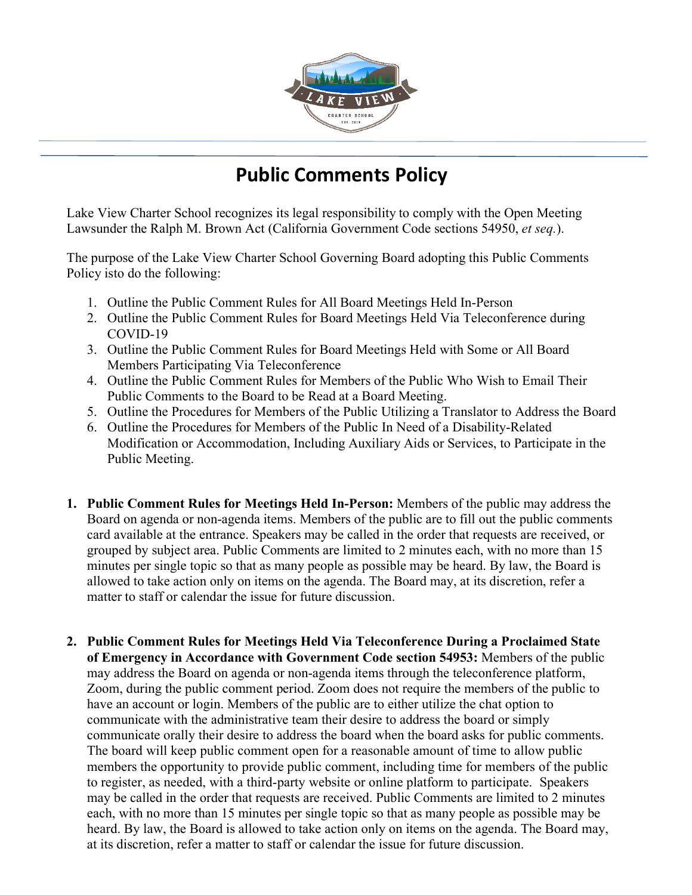# Public Comments Policy

Lake View Charter School recognizes its legal responsibility to comply with the Open Meeting Lawsunder the Ralph M. Brown Act (California Government Code sections 54950, *et seq.*).

The purpose of the Lake View Charter School Governing Board adopting this Public Comments Policy isto do the following:

1. Outline the Public Comment Rules for All Board Meetings Held In-Person
2. Outline the Public Comment Rules for Board Meetings Held Via Teleconference during COVID-19
3. Outline the Public Comment Rules for Board Meetings Held with Some or All Board Members Participating Via Teleconference
4. Outline the Public Comment Rules for Members of the Public Who Wish to Email Their Public Comments to the Board to be Read at a Board Meeting.
5. Outline the Procedures for Members of the Public Utilizing a Translator to Address the Board
6. Outline the Procedures for Members of the Public In Need of a Disability-Related Modification or Accommodation, Including Auxiliary Aids or Services, to Participate in the Public Meeting.

1. **Public Comment Rules for Meetings Held In-Person:** Members of the public may address the Board on agenda or non-agenda items. Members of the public are to fill out the public comments card available at the entrance. Speakers may be called in the order that requests are received, or grouped by subject area. Public Comments are limited to 2 minutes each, with no more than 15 minutes per single topic so that as many people as possible may be heard. By law, the Board is allowed to take action only on items on the agenda. The Board may, at its discretion, refer a matter to staff or calendar the issue for future discussion.

2. **Public Comment Rules for Meetings Held Via Teleconference During a Proclaimed State of Emergency in Accordance with Government Code section 54953:** Members of the public may address the Board on agenda or non-agenda items through the teleconference platform, Zoom, during the public comment period. Zoom does not require the members of the public to have an account or login. Members of the public are to either utilize the chat option to communicate with the administrative team their desire to address the board or simply communicate orally their desire to address the board when the board asks for public comments. The board will keep public comment open for a reasonable amount of time to allow public members the opportunity to provide public comment, including time for members of the public to register, as needed, with a third-party website or online platform to participate. Speakers may be called in the order that requests are received. Public Comments are limited to 2 minutes each, with no more than 15 minutes per single topic so that as many people as possible may be heard. By law, the Board is allowed to take action only on items on the agenda. The Board may, at its discretion, refer a matter to staff or calendar the issue for future discussion.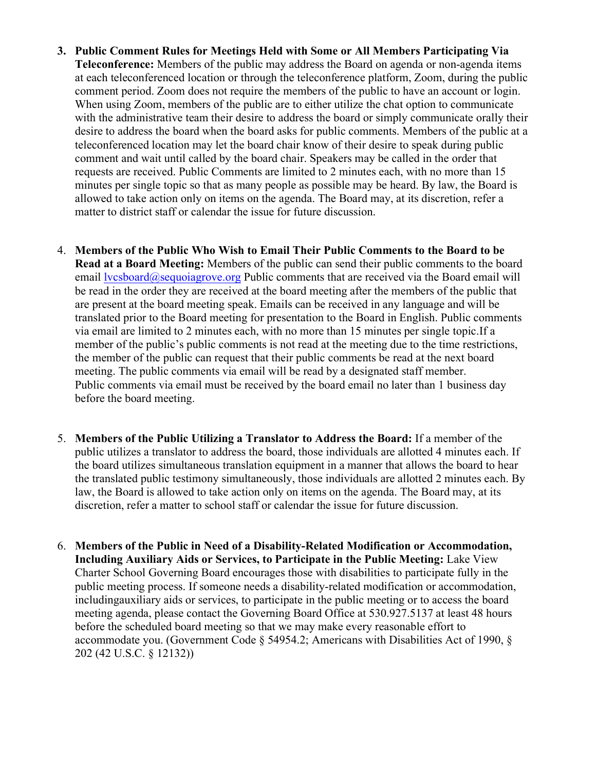3. **Public Comment Rules for Meetings Held with Some or All Members Participating Via Teleconference:** Members of the public may address the Board on agenda or non-agenda items at each teleconferenced location or through the teleconference platform, Zoom, during the public comment period. Zoom does not require the members of the public to have an account or login. When using Zoom, members of the public are to either utilize the chat option to communicate with the administrative team their desire to address the board or simply communicate orally their desire to address the board when the board asks for public comments. Members of the public at a teleconferenced location may let the board chair know of their desire to speak during public comment and wait until called by the board chair. Speakers may be called in the order that requests are received. Public Comments are limited to 2 minutes each, with no more than 15 minutes per single topic so that as many people as possible may be heard. By law, the Board is allowed to take action only on items on the agenda. The Board may, at its discretion, refer a matter to district staff or calendar the issue for future discussion.

4. **Members of the Public Who Wish to Email Their Public Comments to the Board to be Read at a Board Meeting:** Members of the public can send their public comments to the board email lvcsboard@sequoiagrove.org Public comments that are received via the Board email will be read in the order they are received at the board meeting after the members of the public that are present at the board meeting speak. Emails can be received in any language and will be translated prior to the Board meeting for presentation to the Board in English. Public comments via email are limited to 2 minutes each, with no more than 15 minutes per single topic.If a member of the public's public comments is not read at the meeting due to the time restrictions, the member of the public can request that their public comments be read at the next board meeting. The public comments via email will be read by a designated staff member. Public comments via email must be received by the board email no later than 1 business day before the board meeting.

5. **Members of the Public Utilizing a Translator to Address the Board:** If a member of the public utilizes a translator to address the board, those individuals are allotted 4 minutes each. If the board utilizes simultaneous translation equipment in a manner that allows the board to hear the translated public testimony simultaneously, those individuals are allotted 2 minutes each. By law, the Board is allowed to take action only on items on the agenda. The Board may, at its discretion, refer a matter to school staff or calendar the issue for future discussion.

6. **Members of the Public in Need of a Disability-Related Modification or Accommodation, Including Auxiliary Aids or Services, to Participate in the Public Meeting:** Lake View Charter School Governing Board encourages those with disabilities to participate fully in the public meeting process. If someone needs a disability-related modification or accommodation, includingauxiliary aids or services, to participate in the public meeting or to access the board meeting agenda, please contact the Governing Board Office at 530.927.5137 at least 48 hours before the scheduled board meeting so that we may make every reasonable effort to accommodate you. (Government Code § 54954.2; Americans with Disabilities Act of 1990, § 202 (42 U.S.C. § 12132))